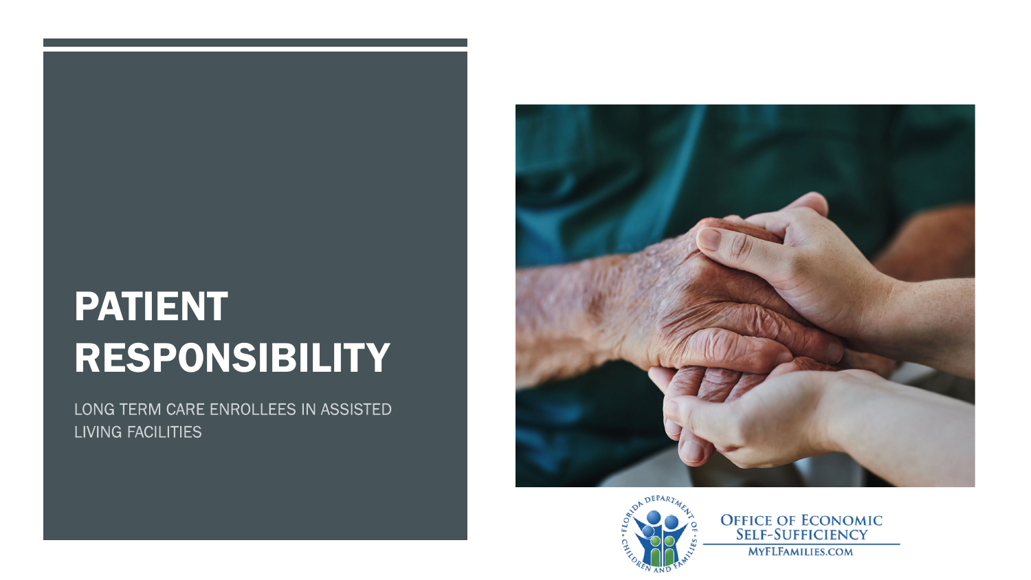# PATIENT RESPONSIBILITY

LONG TERM CARE ENROLLEES IN ASSISTED LIVING FACILITIES

OFFICE OF ECONOMIC SELF-SUFFICIENCY

MYFLFAMILIES.COM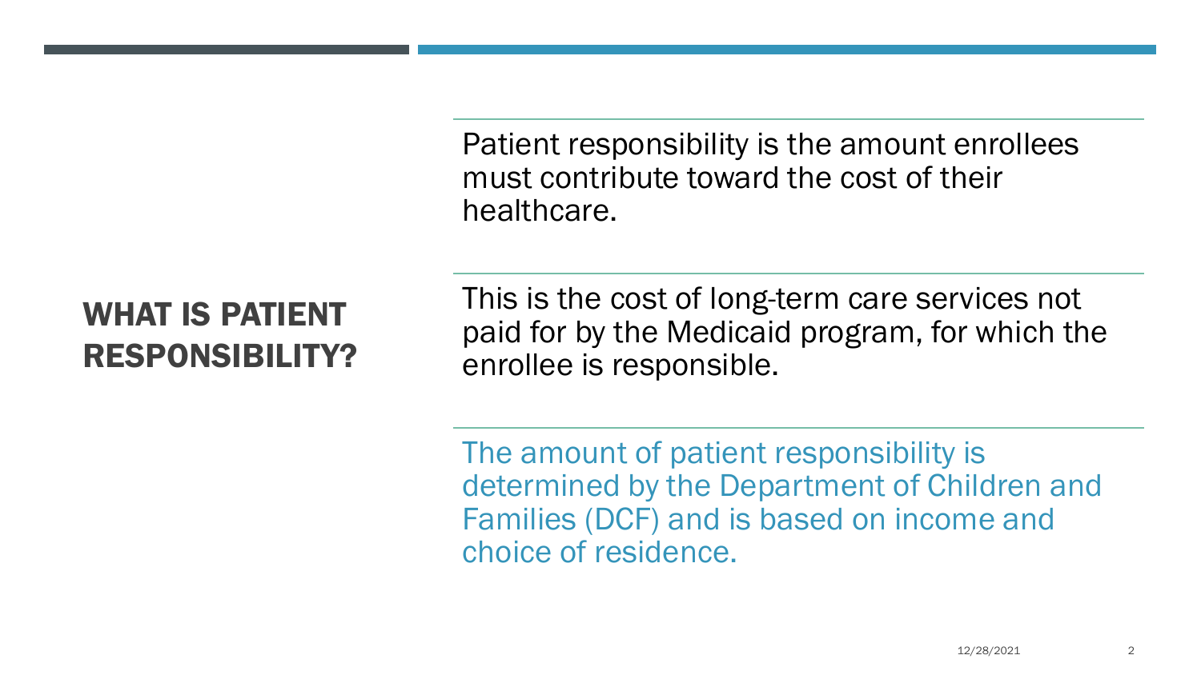## WHAT IS PATIENT RESPONSIBILITY?

Patient responsibility is the amount enrollees must contribute toward the cost of their healthcare.

This is the cost of long-term care services not paid for by the Medicaid program, for which the enrollee is responsible.

The amount of patient responsibility is determined by the Department of Children and Families (DCF) and is based on income and choice of residence.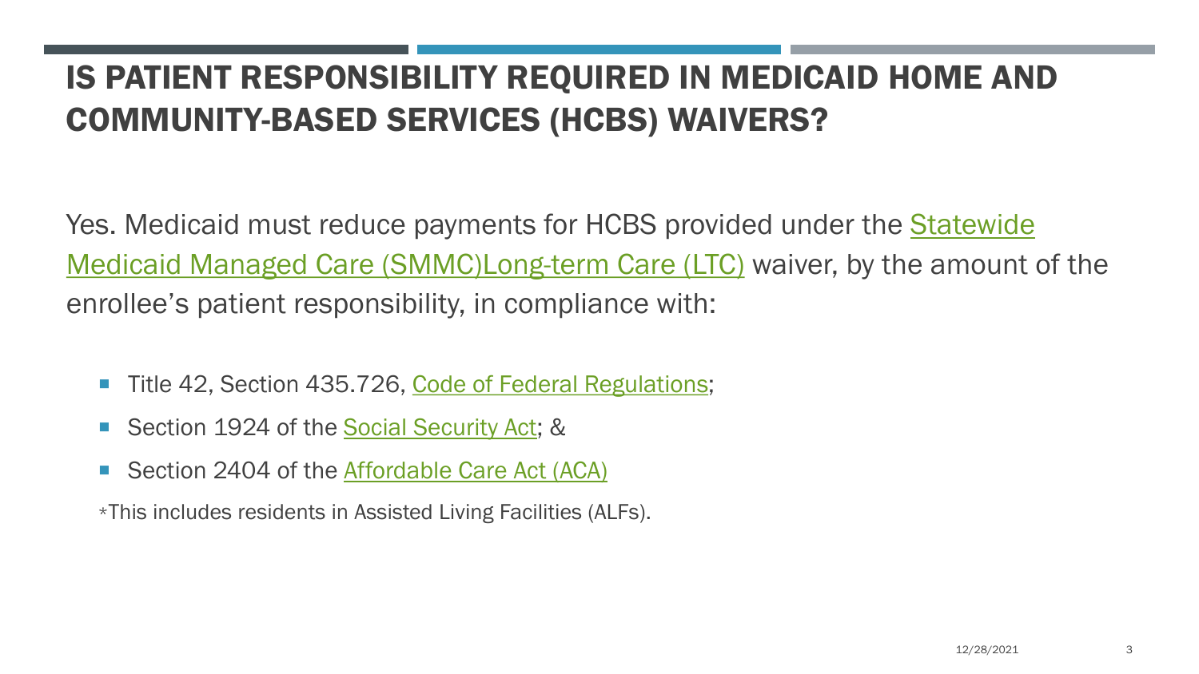# IS PATIENT RESPONSIBILITY REQUIRED IN MEDICAID HOME AND COMMUNITY-BASED SERVICES (HCBS) WAIVERS?

Yes. Medicaid must reduce payments for HCBS provided under the Statewide Medicaid Managed Care (SMMC)Long-term Care (LTC) waiver, by the amount of the enrollee's patient responsibility, in compliance with:

- Title 42, Section 435.726, Code of Federal Regulations;
- Section 1924 of the Social Security Act; &
- Section 2404 of the Affordable Care Act (ACA)

*This includes residents in Assisted Living Facilities (ALFs).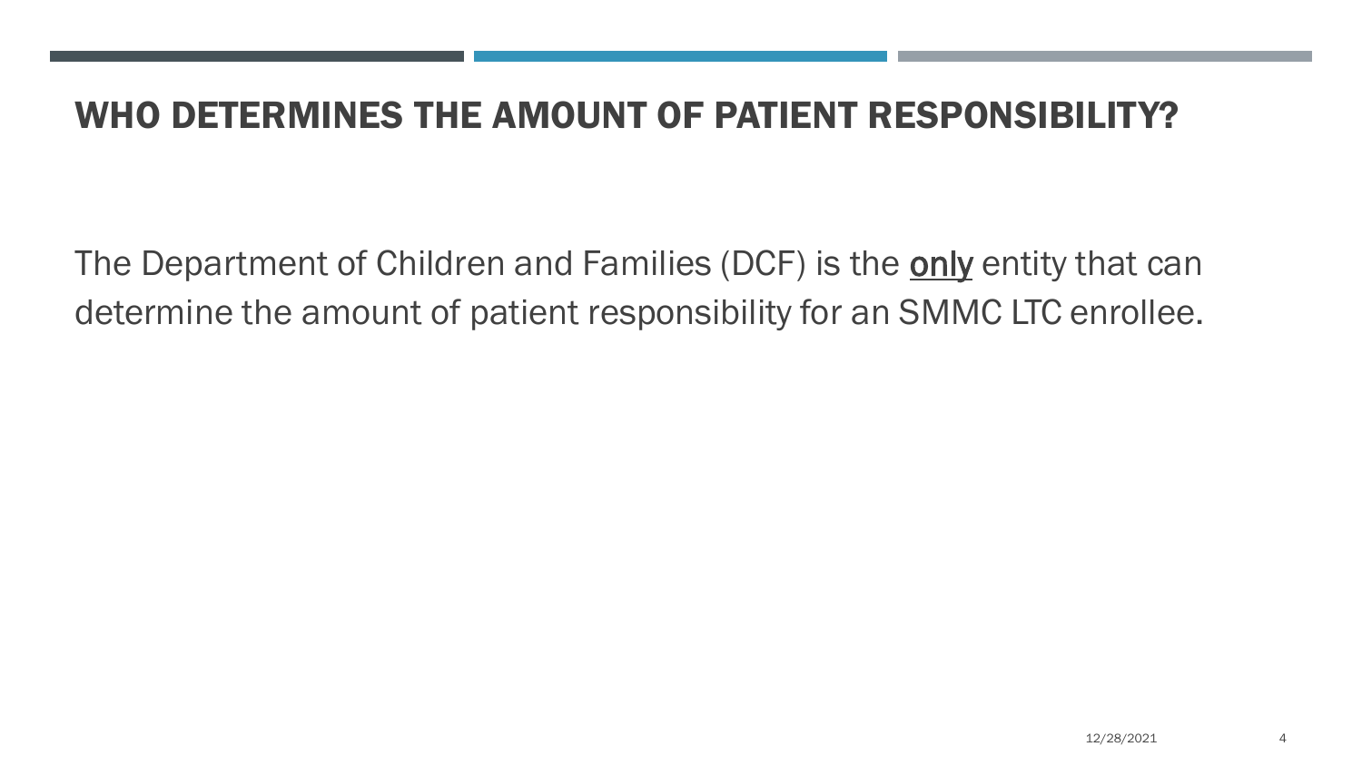# WHO DETERMINES THE AMOUNT OF PATIENT RESPONSIBILITY?

The Department of Children and Families (DCF) is the <u>only</u> entity that can determine the amount of patient responsibility for an SMMC LTC enrollee.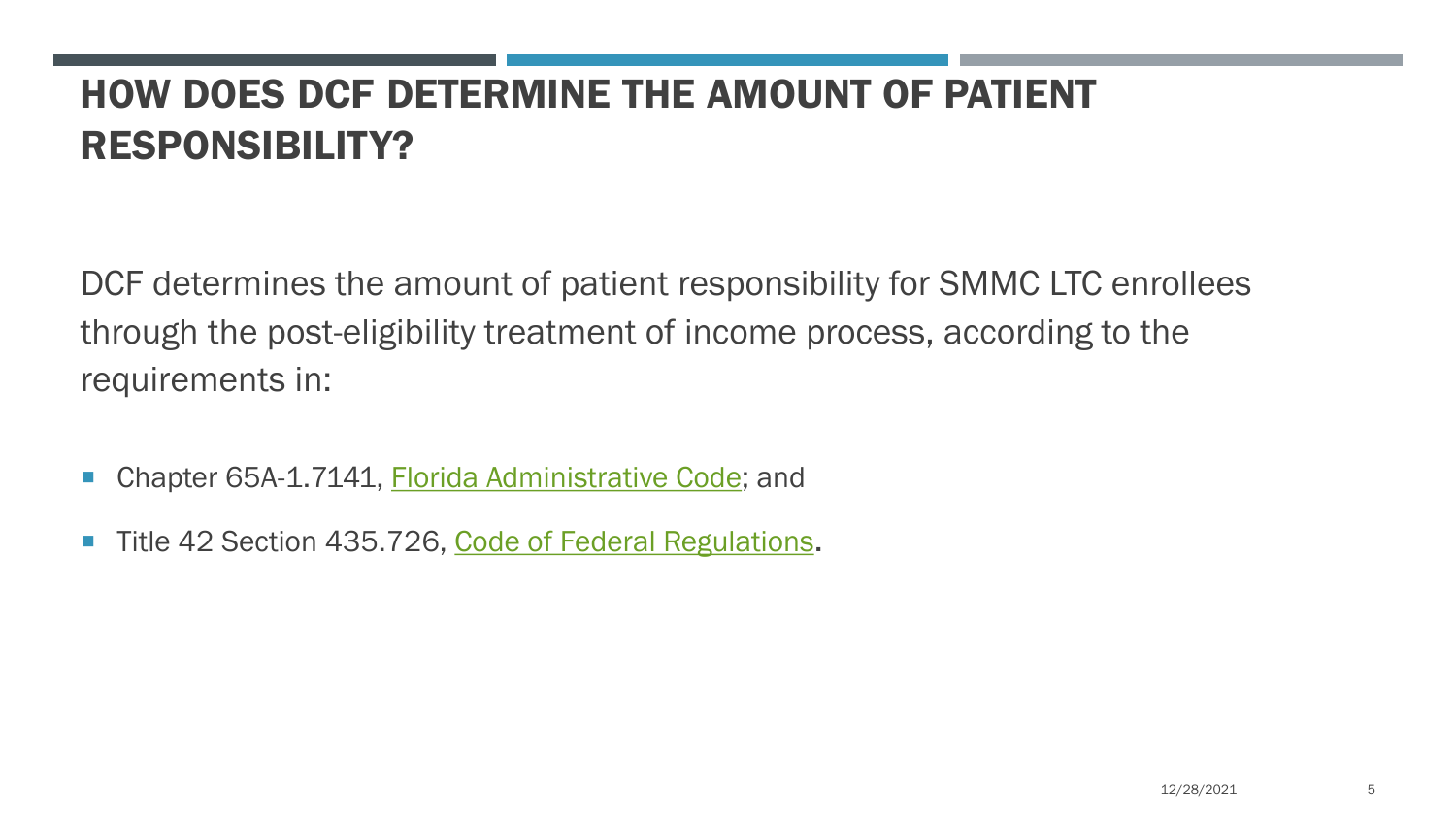# HOW DOES DCF DETERMINE THE AMOUNT OF PATIENT RESPONSIBILITY?

DCF determines the amount of patient responsibility for SMMC LTC enrollees through the post-eligibility treatment of income process, according to the requirements in:

- Chapter 65A-1.7141, Florida Administrative Code; and
- Title 42 Section 435.726, Code of Federal Regulations.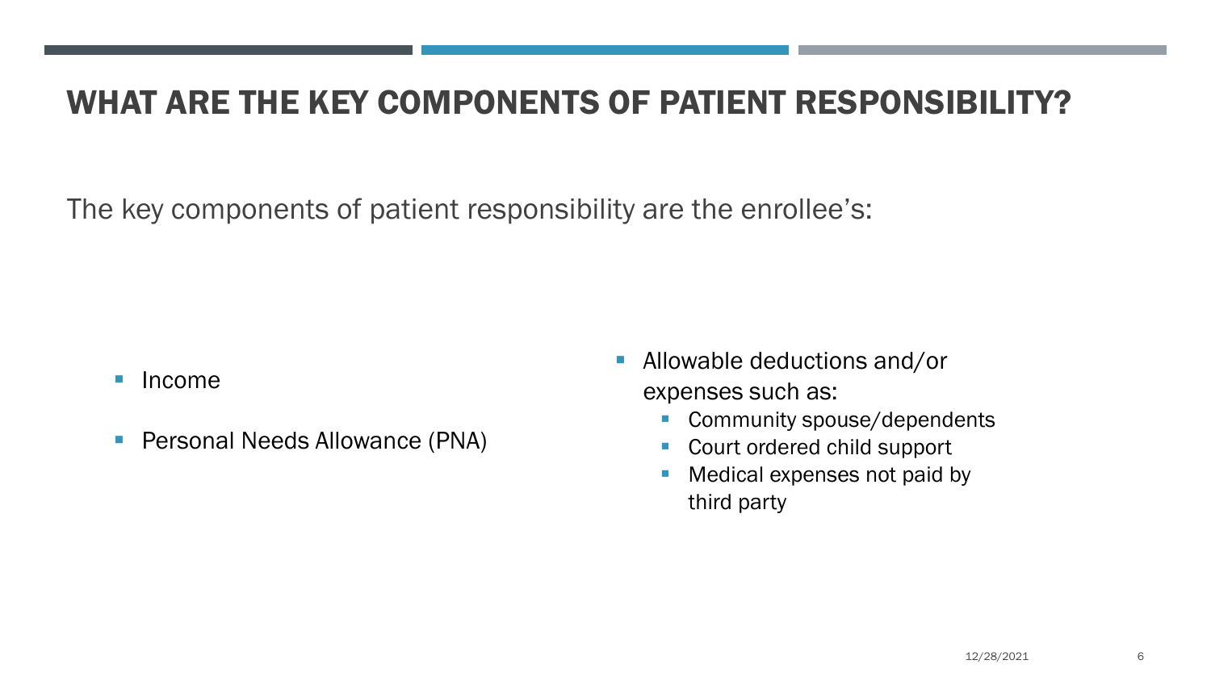# WHAT ARE THE KEY COMPONENTS OF PATIENT RESPONSIBILITY?

The key components of patient responsibility are the enrollee's:

- Income
- Personal Needs Allowance (PNA)
- Allowable deductions and/or expenses such as:
  - Community spouse/dependents
  - Court ordered child support
  - Medical expenses not paid by third party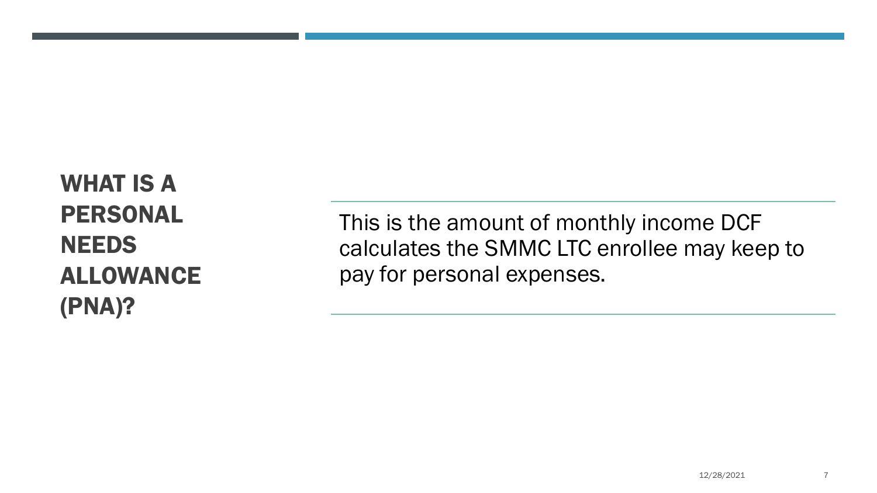# WHAT IS A PERSONAL NEEDS ALLOWANCE (PNA)?

This is the amount of monthly income DCF calculates the SMMC LTC enrollee may keep to pay for personal expenses.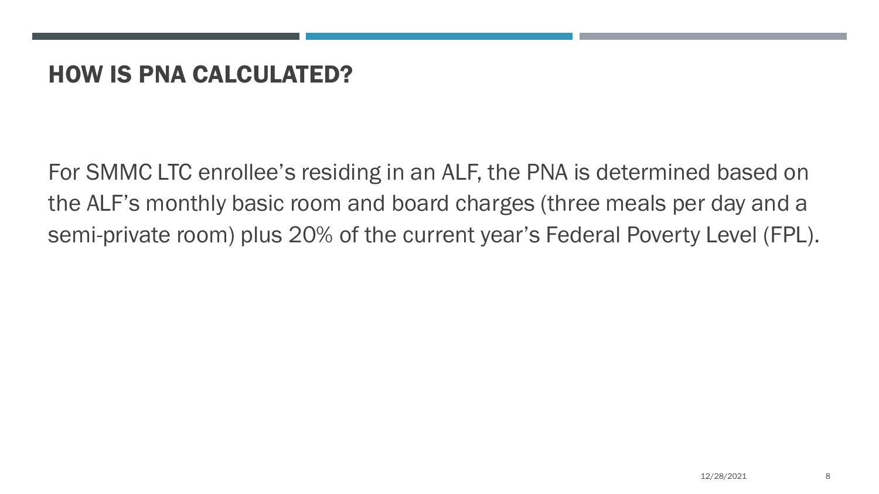# HOW IS PNA CALCULATED?

For SMMC LTC enrollee's residing in an ALF, the PNA is determined based on the ALF's monthly basic room and board charges (three meals per day and a semi-private room) plus 20% of the current year's Federal Poverty Level (FPL).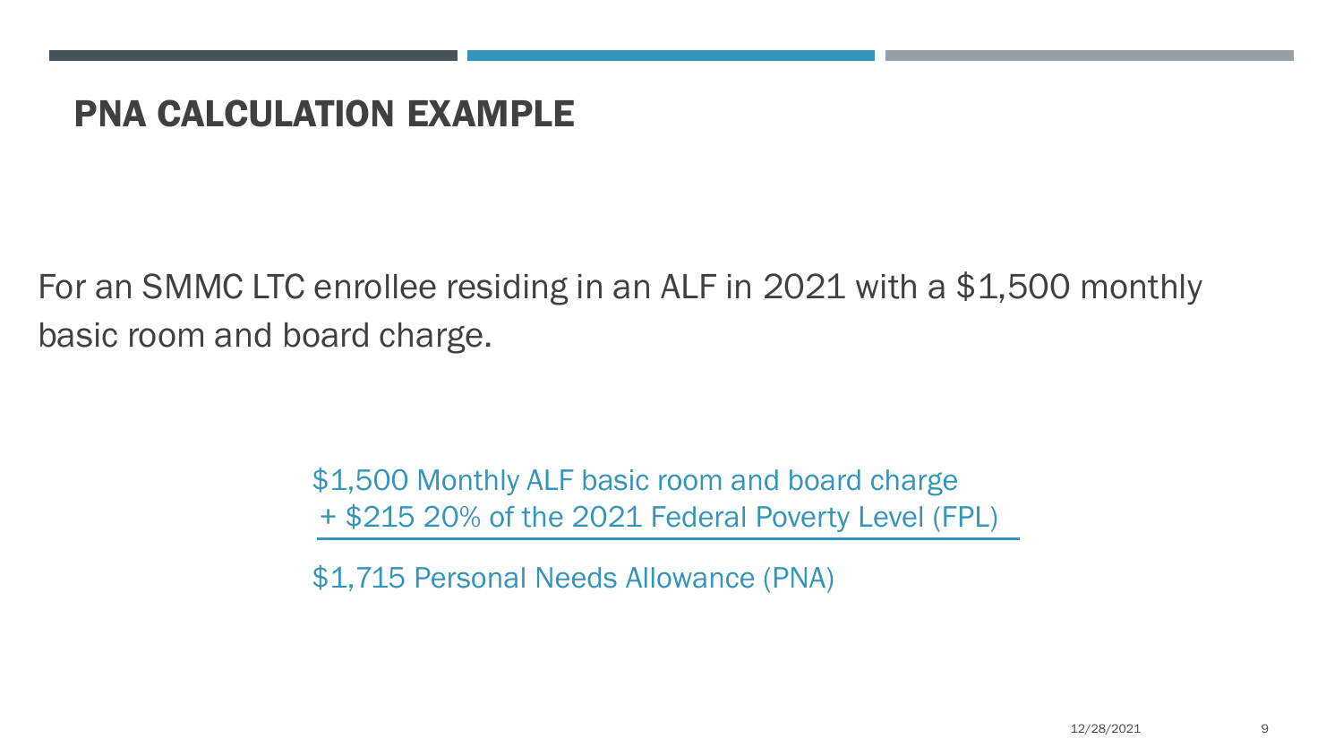# PNA CALCULATION EXAMPLE

For an SMMC LTC enrollee residing in an ALF in 2021 with a $1,500 monthly basic room and board charge.

$1,500 Monthly ALF basic room and board charge
+ $215 20% of the 2021 Federal Poverty Level (FPL)

---

$1,715 Personal Needs Allowance (PNA)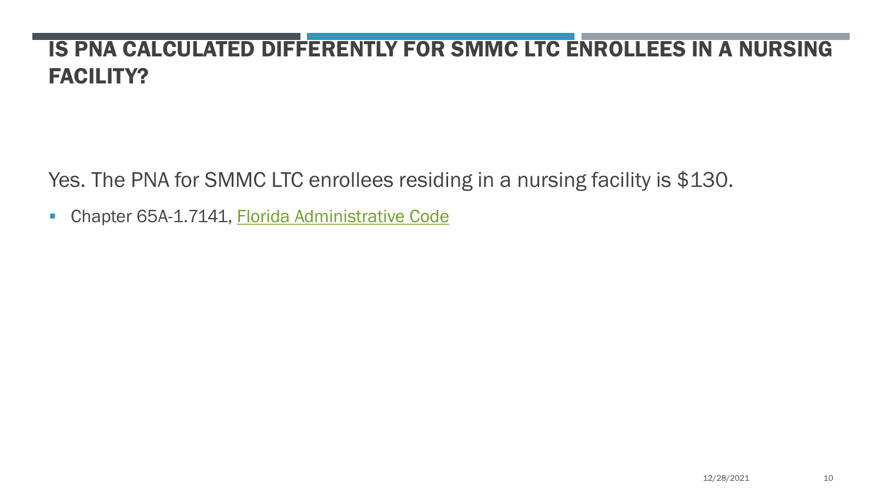# IS PNA CALCULATED DIFFERENTLY FOR SMMC LTC ENROLLEES IN A NURSING FACILITY?

Yes. The PNA for SMMC LTC enrollees residing in a nursing facility is $130.

- Chapter 65A-1.7141, Florida Administrative Code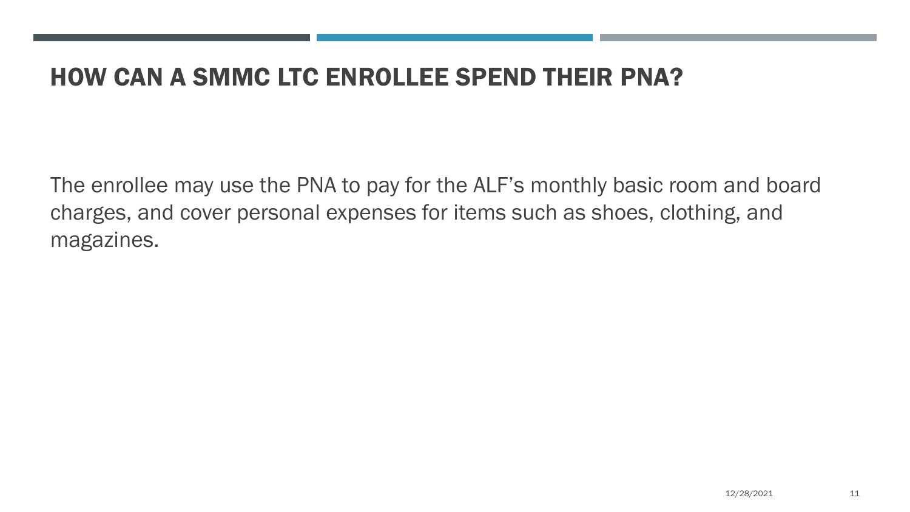# HOW CAN A SMMC LTC ENROLLEE SPEND THEIR PNA?

The enrollee may use the PNA to pay for the ALF’s monthly basic room and board charges, and cover personal expenses for items such as shoes, clothing, and magazines.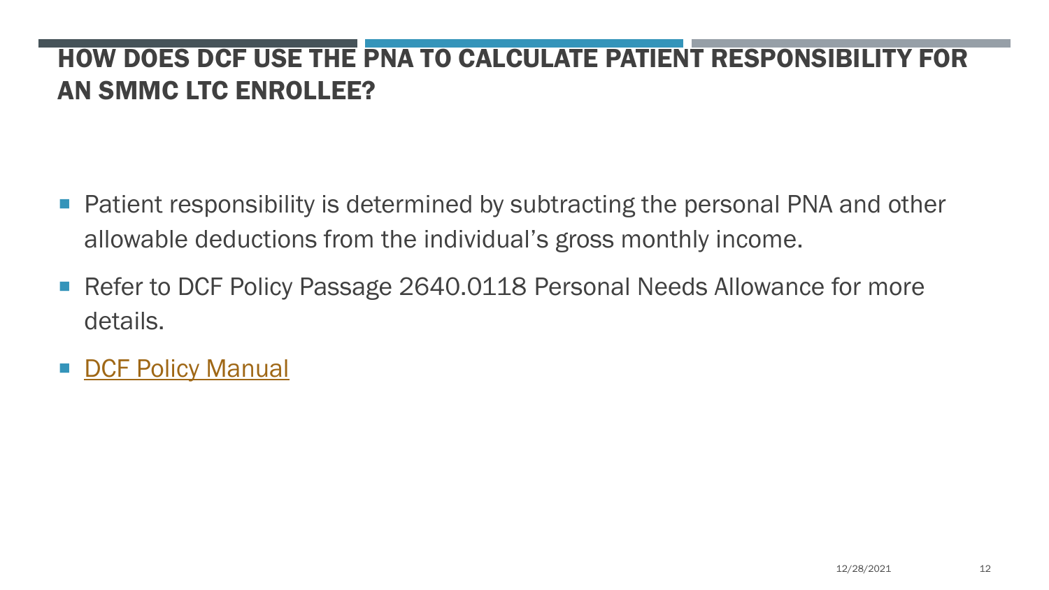# HOW DOES DCF USE THE PNA TO CALCULATE PATIENT RESPONSIBILITY FOR AN SMMC LTC ENROLLEE?

- Patient responsibility is determined by subtracting the personal PNA and other allowable deductions from the individual's gross monthly income.
- Refer to DCF Policy Passage 2640.0118 Personal Needs Allowance for more details.
- DCF Policy Manual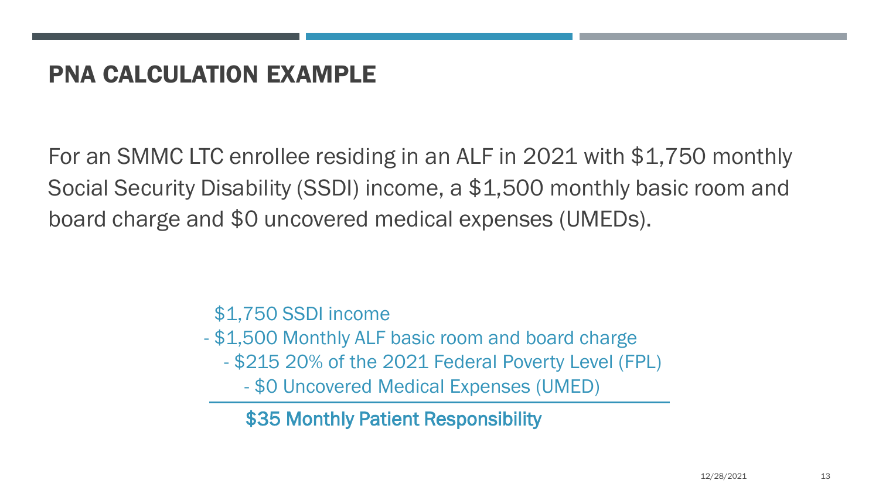# PNA CALCULATION EXAMPLE

For an SMMC LTC enrollee residing in an ALF in 2021 with $1,750 monthly Social Security Disability (SSDI) income, a $1,500 monthly basic room and board charge and $0 uncovered medical expenses (UMEDs).

$1,750 SSDI income
- $1,500 Monthly ALF basic room and board charge
- $215 20% of the 2021 Federal Poverty Level (FPL)
- $0 Uncovered Medical Expenses (UMED)

---

**$35 Monthly Patient Responsibility**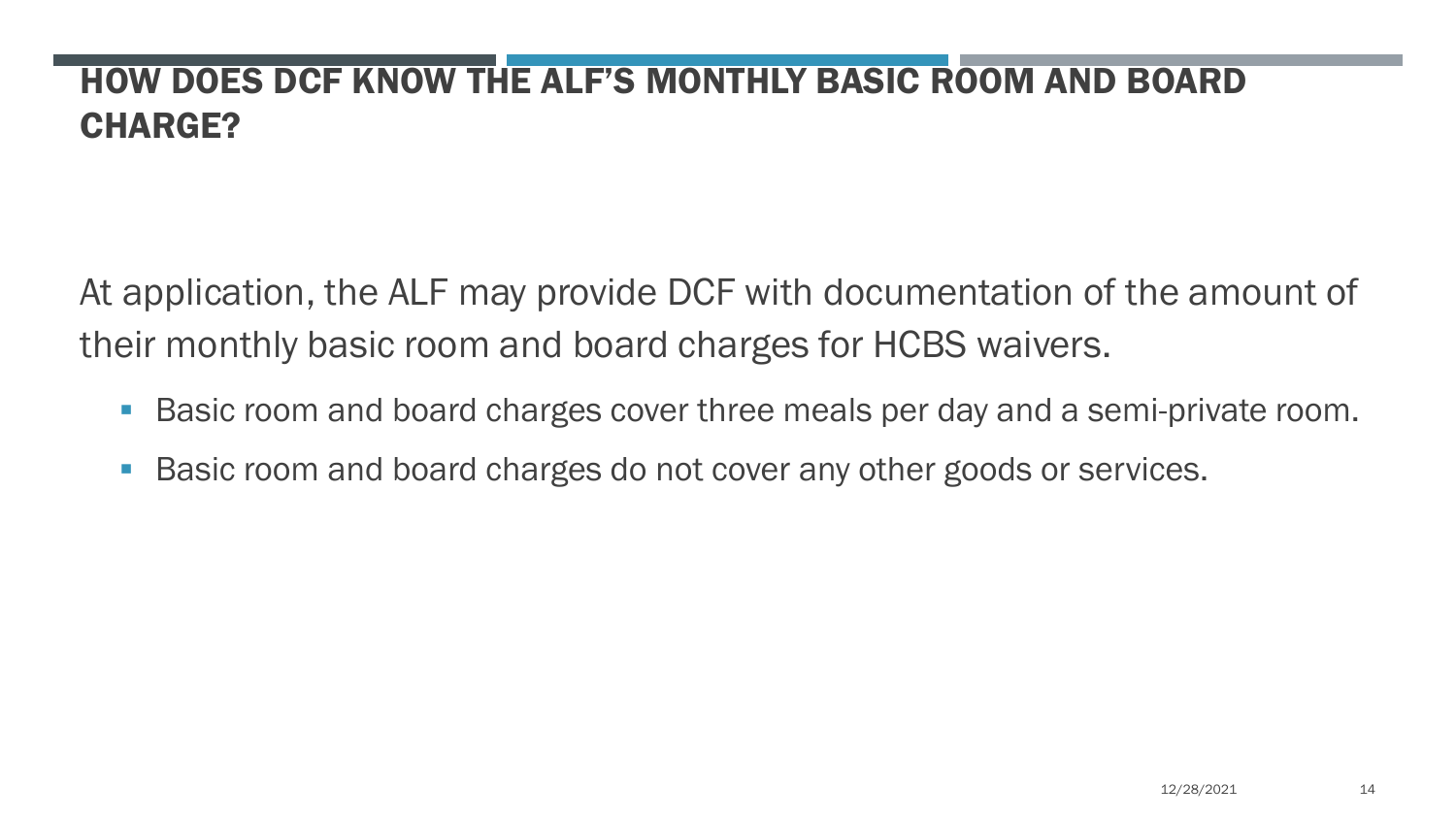# HOW DOES DCF KNOW THE ALF'S MONTHLY BASIC ROOM AND BOARD CHARGE?

At application, the ALF may provide DCF with documentation of the amount of their monthly basic room and board charges for HCBS waivers.

- Basic room and board charges cover three meals per day and a semi-private room.
- Basic room and board charges do not cover any other goods or services.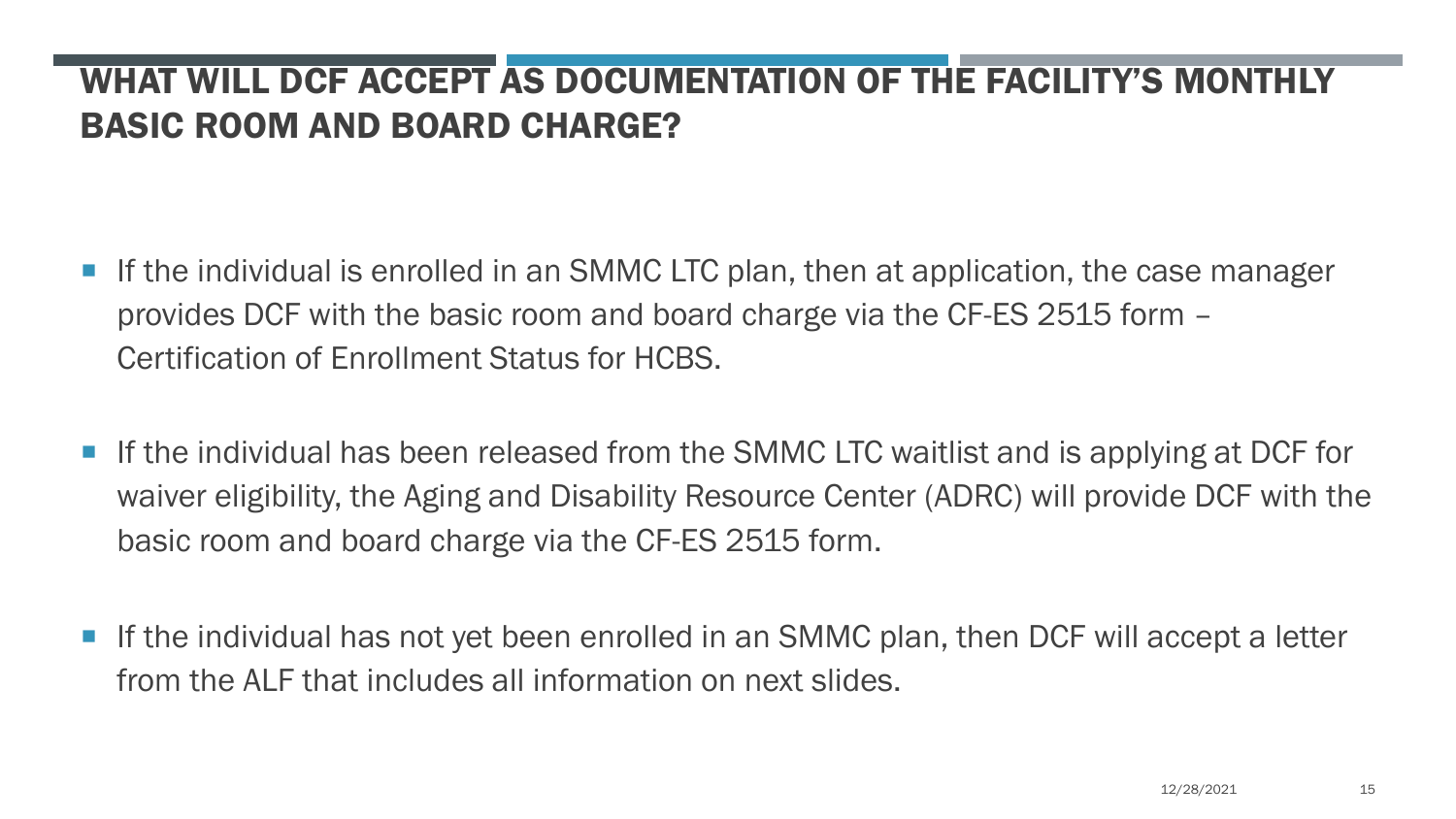# WHAT WILL DCF ACCEPT AS DOCUMENTATION OF THE FACILITY'S MONTHLY BASIC ROOM AND BOARD CHARGE?

- If the individual is enrolled in an SMMC LTC plan, then at application, the case manager provides DCF with the basic room and board charge via the CF-ES 2515 form – Certification of Enrollment Status for HCBS.
- If the individual has been released from the SMMC LTC waitlist and is applying at DCF for waiver eligibility, the Aging and Disability Resource Center (ADRC) will provide DCF with the basic room and board charge via the CF-ES 2515 form.
- If the individual has not yet been enrolled in an SMMC plan, then DCF will accept a letter from the ALF that includes all information on next slides.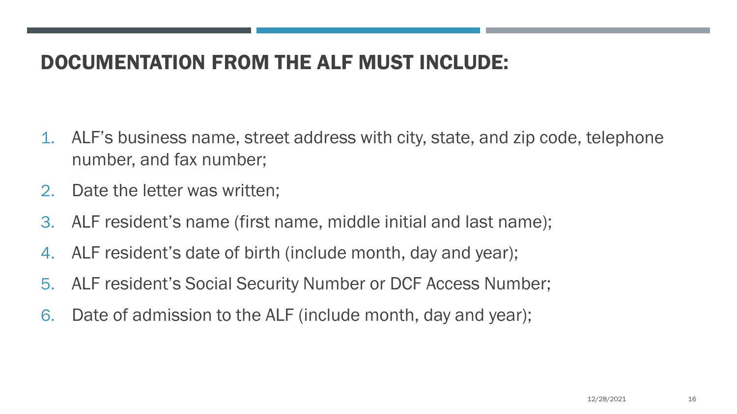# DOCUMENTATION FROM THE ALF MUST INCLUDE:

1. ALF's business name, street address with city, state, and zip code, telephone number, and fax number;
2. Date the letter was written;
3. ALF resident's name (first name, middle initial and last name);
4. ALF resident's date of birth (include month, day and year);
5. ALF resident's Social Security Number or DCF Access Number;
6. Date of admission to the ALF (include month, day and year);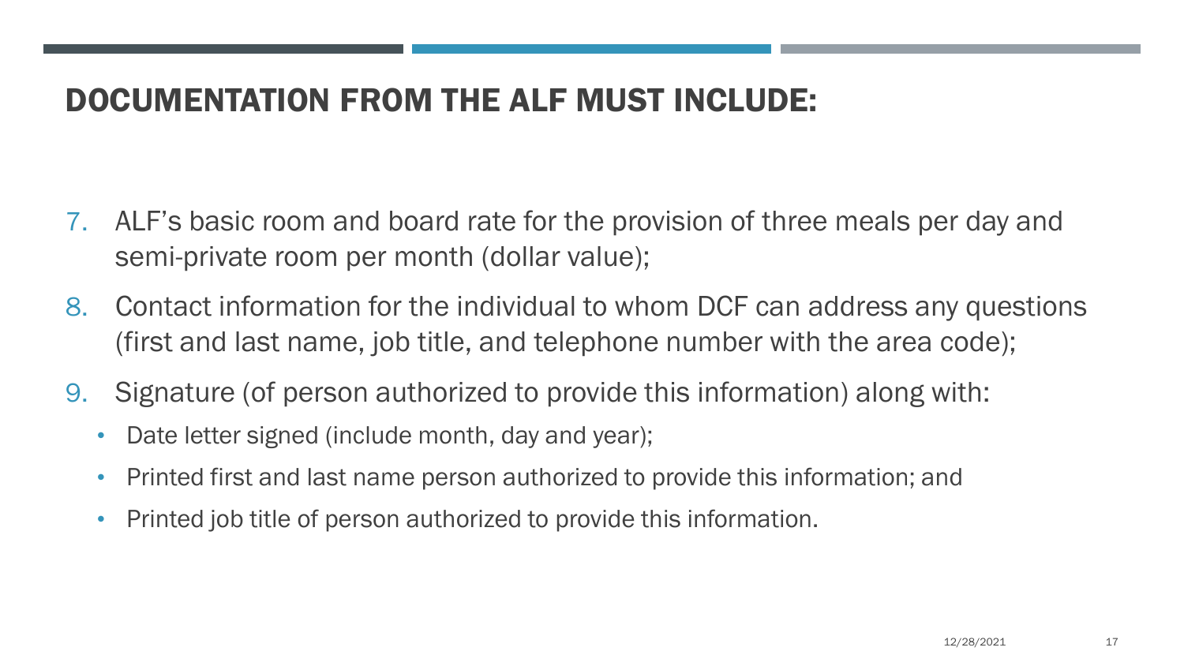# DOCUMENTATION FROM THE ALF MUST INCLUDE:

7. ALF's basic room and board rate for the provision of three meals per day and semi-private room per month (dollar value);
8. Contact information for the individual to whom DCF can address any questions (first and last name, job title, and telephone number with the area code);
9. Signature (of person authorized to provide this information) along with:
   - Date letter signed (include month, day and year);
   - Printed first and last name person authorized to provide this information; and
   - Printed job title of person authorized to provide this information.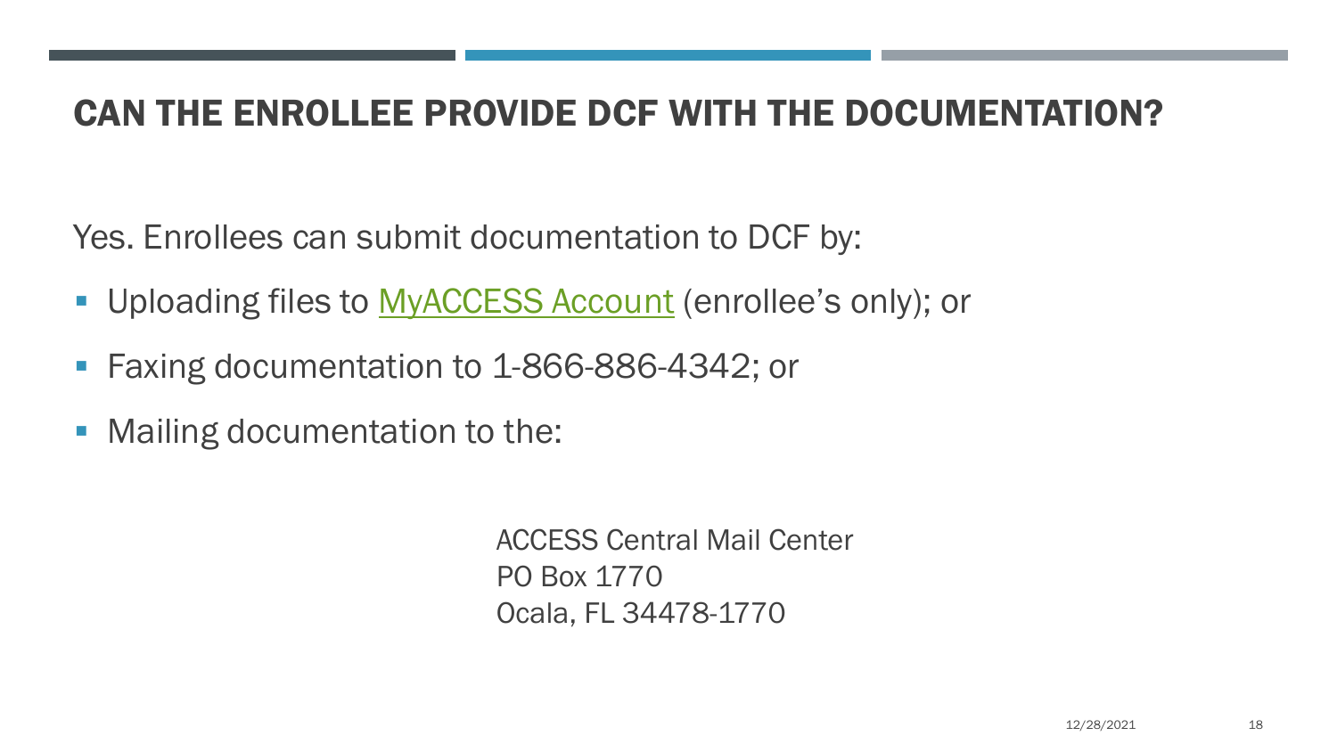# CAN THE ENROLLEE PROVIDE DCF WITH THE DOCUMENTATION?

Yes. Enrollees can submit documentation to DCF by:

- Uploading files to MyACCESS Account (enrollee's only); or
- Faxing documentation to 1-866-886-4342; or
- Mailing documentation to the:

ACCESS Central Mail Center
PO Box 1770
Ocala, FL 34478-1770

12/28/2021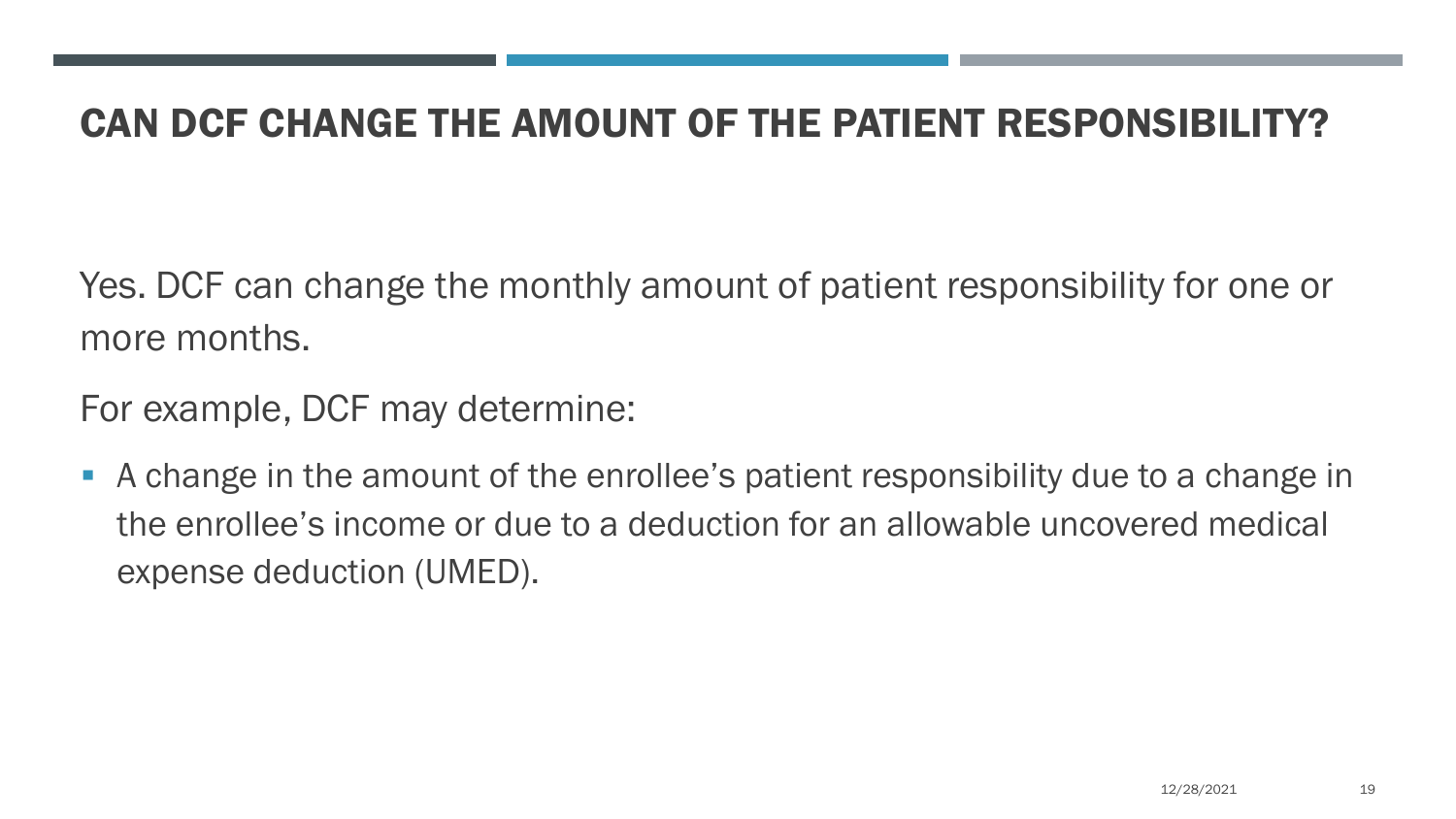# CAN DCF CHANGE THE AMOUNT OF THE PATIENT RESPONSIBILITY?

Yes. DCF can change the monthly amount of patient responsibility for one or more months.

For example, DCF may determine:

- A change in the amount of the enrollee’s patient responsibility due to a change in the enrollee’s income or due to a deduction for an allowable uncovered medical expense deduction (UMED).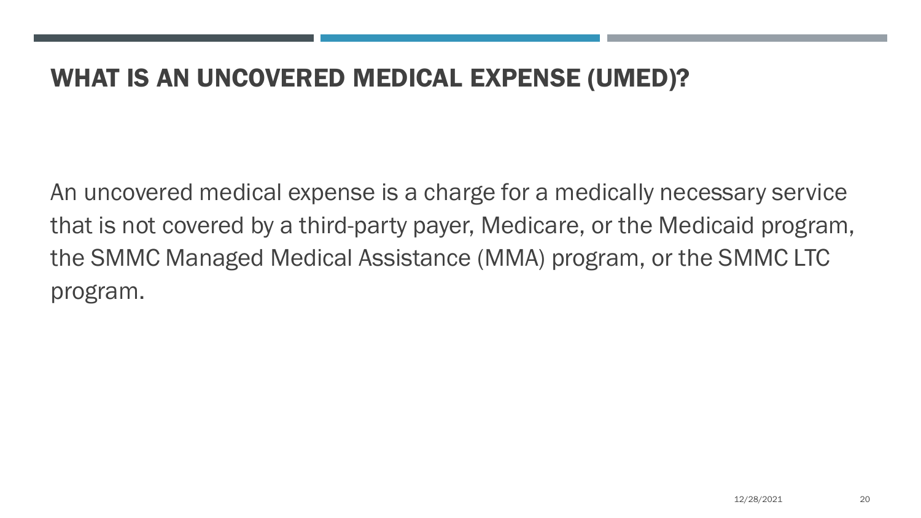# WHAT IS AN UNCOVERED MEDICAL EXPENSE (UMED)?

An uncovered medical expense is a charge for a medically necessary service that is not covered by a third-party payer, Medicare, or the Medicaid program, the SMMC Managed Medical Assistance (MMA) program, or the SMMC LTC program.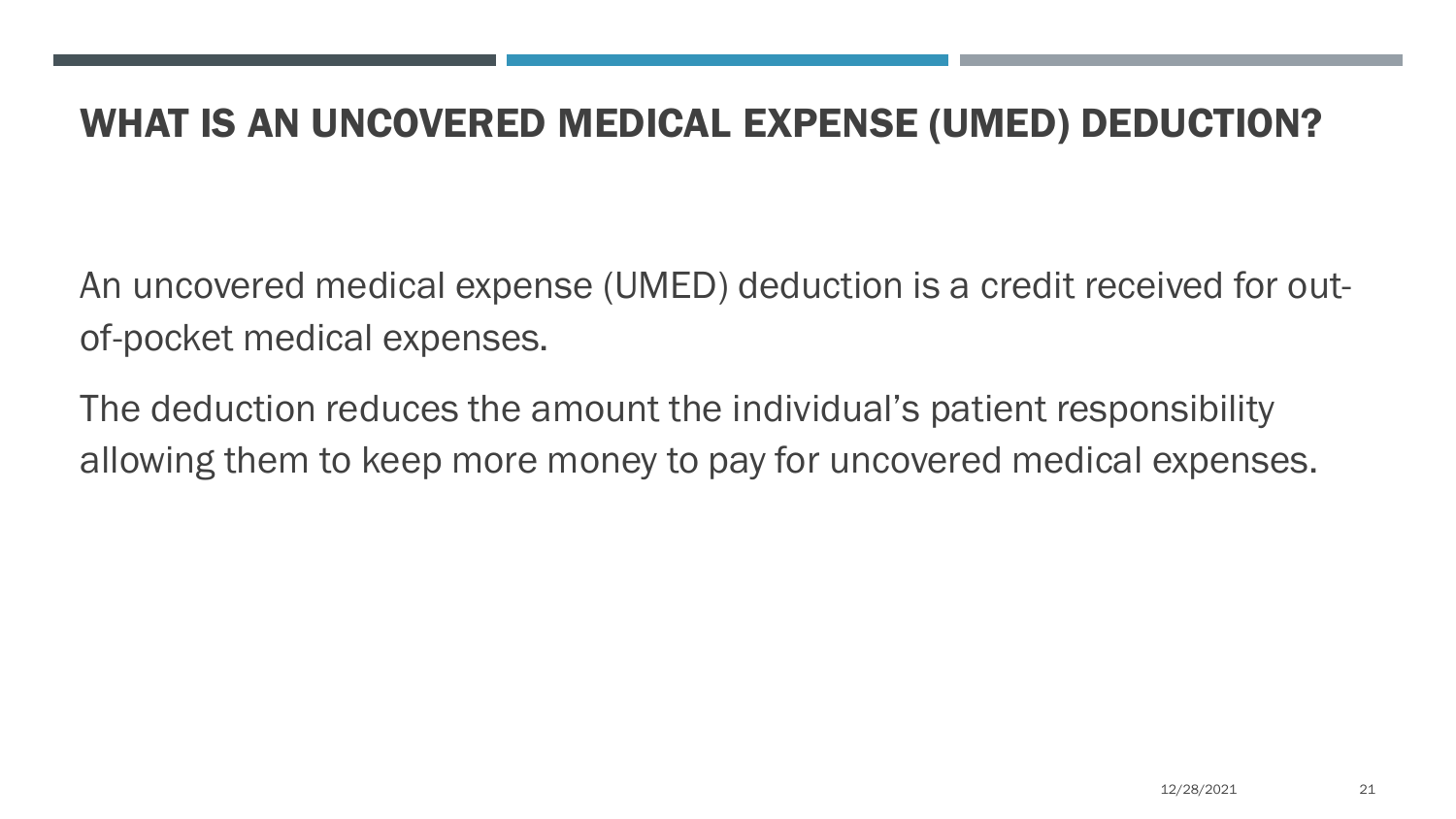# WHAT IS AN UNCOVERED MEDICAL EXPENSE (UMED) DEDUCTION?

An uncovered medical expense (UMED) deduction is a credit received for out-of-pocket medical expenses.

The deduction reduces the amount the individual's patient responsibility allowing them to keep more money to pay for uncovered medical expenses.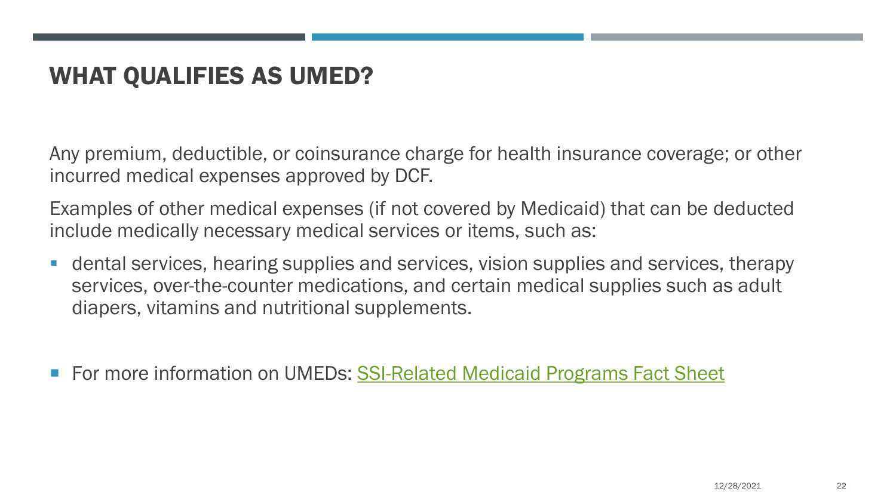# WHAT QUALIFIES AS UMED?

Any premium, deductible, or coinsurance charge for health insurance coverage; or other incurred medical expenses approved by DCF.

Examples of other medical expenses (if not covered by Medicaid) that can be deducted include medically necessary medical services or items, such as:

- dental services, hearing supplies and services, vision supplies and services, therapy services, over-the-counter medications, and certain medical supplies such as adult diapers, vitamins and nutritional supplements.

- For more information on UMEDs: SSI-Related Medicaid Programs Fact Sheet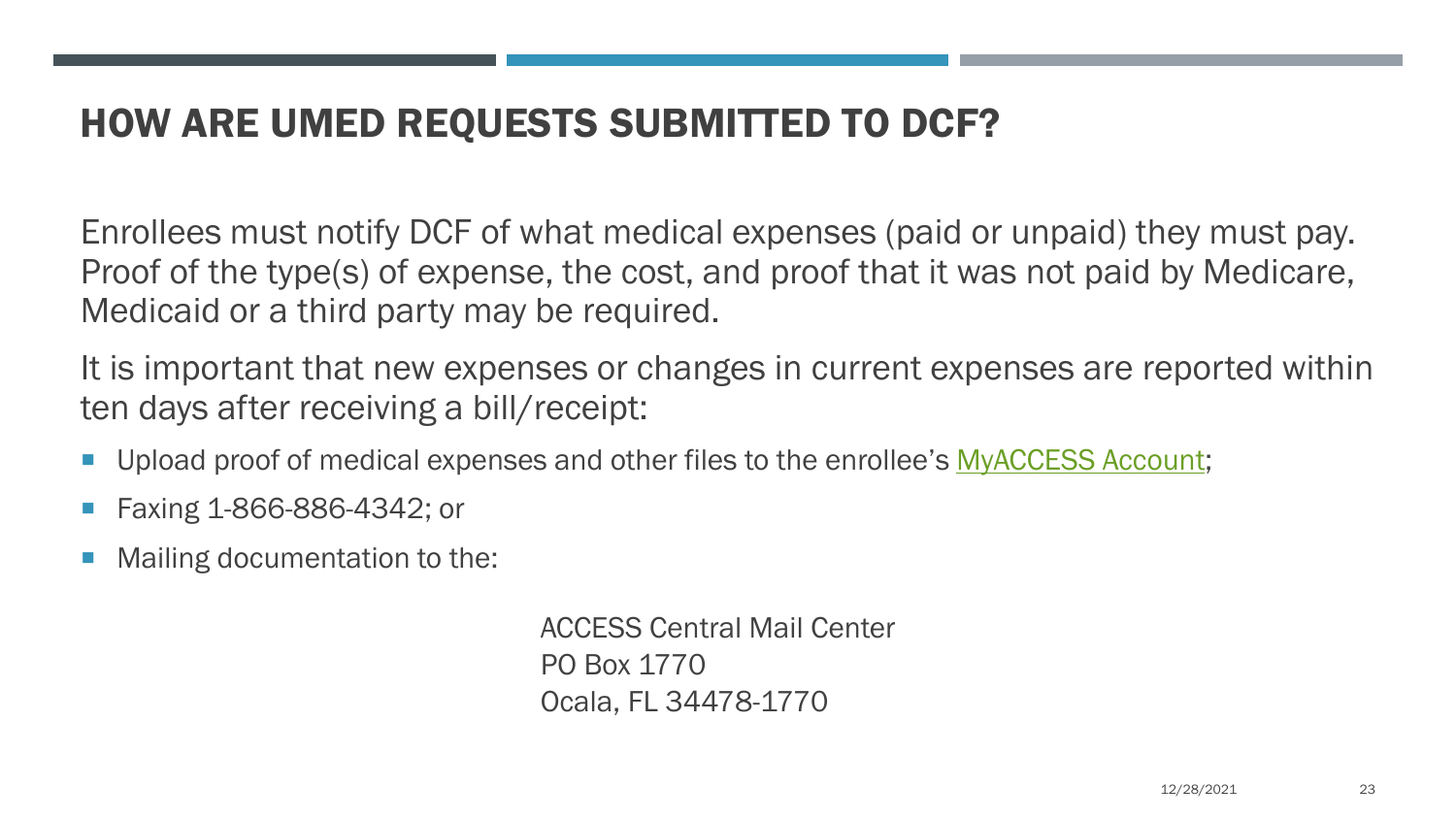# HOW ARE UMED REQUESTS SUBMITTED TO DCF?

Enrollees must notify DCF of what medical expenses (paid or unpaid) they must pay. Proof of the type(s) of expense, the cost, and proof that it was not paid by Medicare, Medicaid or a third party may be required.

It is important that new expenses or changes in current expenses are reported within ten days after receiving a bill/receipt:

- Upload proof of medical expenses and other files to the enrollee's MyACCESS Account;
- Faxing 1-866-886-4342; or
- Mailing documentation to the:

  ACCESS Central Mail Center
  PO Box 1770
  Ocala, FL 34478-1770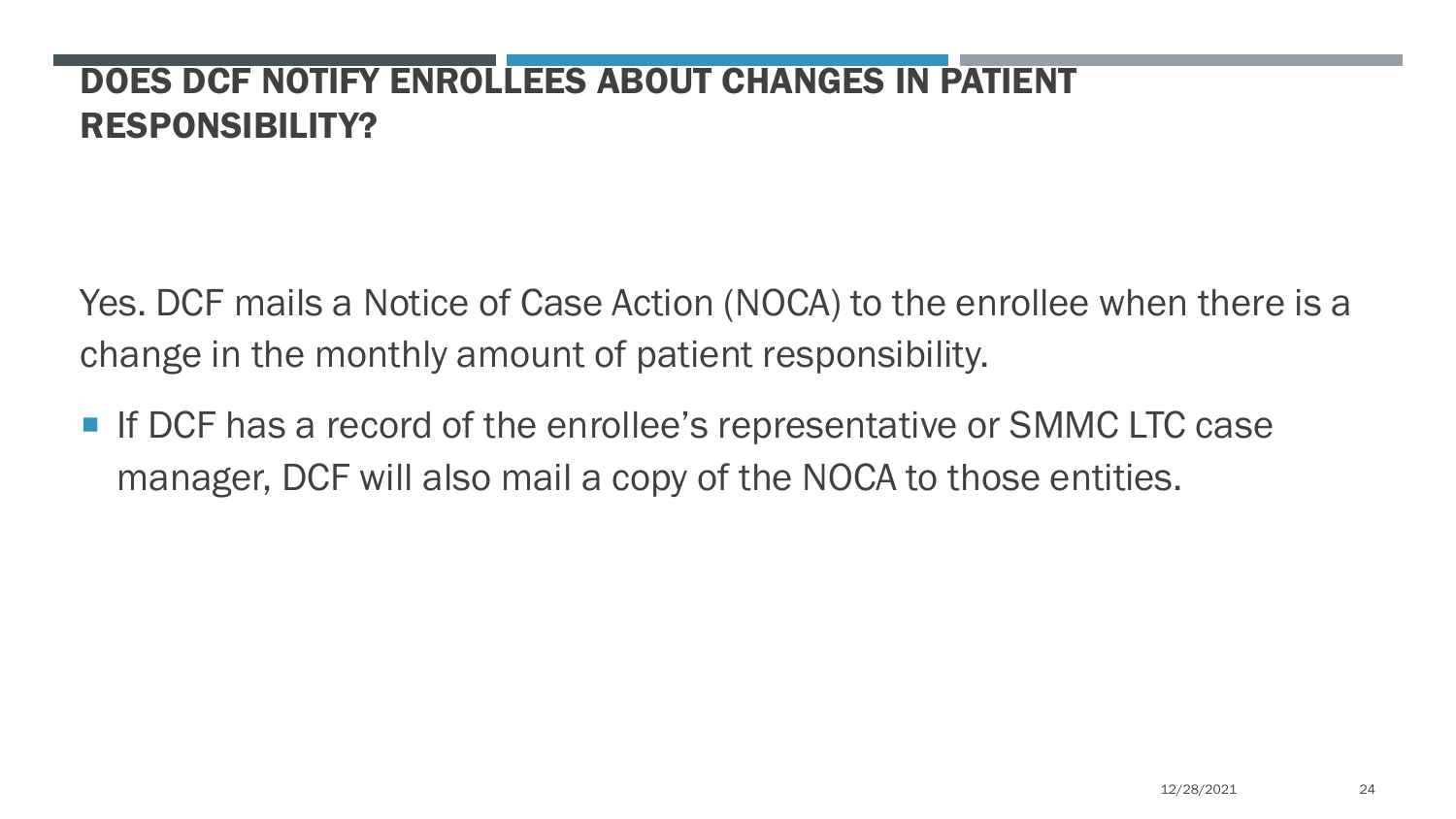# DOES DCF NOTIFY ENROLLEES ABOUT CHANGES IN PATIENT RESPONSIBILITY?

Yes. DCF mails a Notice of Case Action (NOCA) to the enrollee when there is a change in the monthly amount of patient responsibility.

- If DCF has a record of the enrollee's representative or SMMC LTC case manager, DCF will also mail a copy of the NOCA to those entities.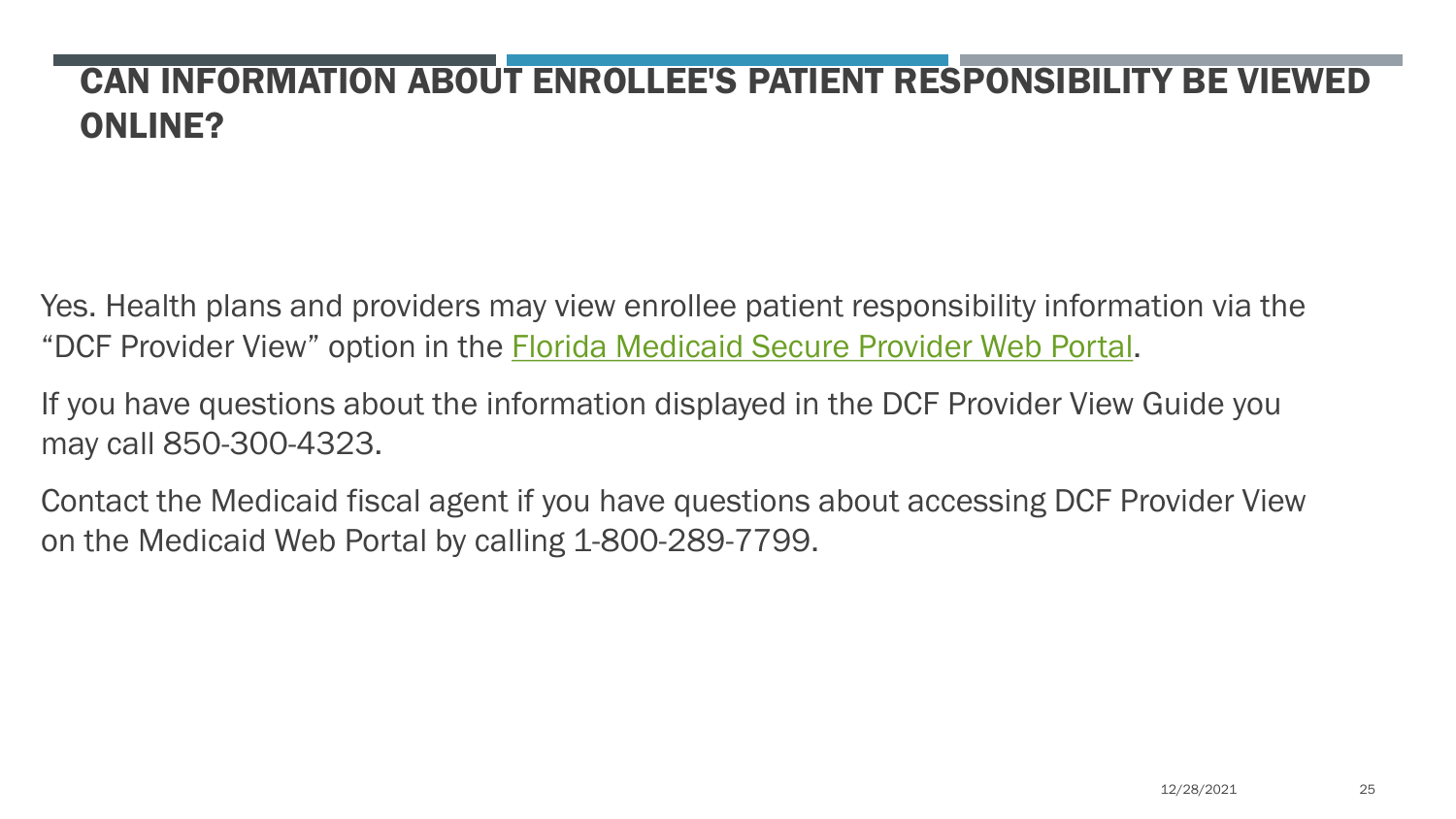# CAN INFORMATION ABOUT ENROLLEE'S PATIENT RESPONSIBILITY BE VIEWED ONLINE?

Yes. Health plans and providers may view enrollee patient responsibility information via the "DCF Provider View" option in the Florida Medicaid Secure Provider Web Portal.

If you have questions about the information displayed in the DCF Provider View Guide you may call 850-300-4323.

Contact the Medicaid fiscal agent if you have questions about accessing DCF Provider View on the Medicaid Web Portal by calling 1-800-289-7799.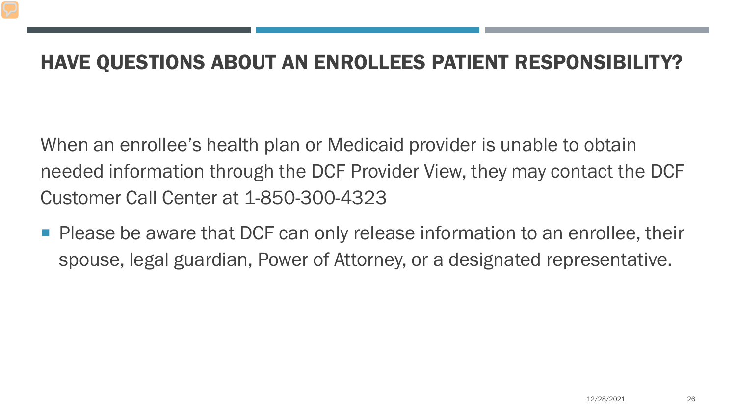# HAVE QUESTIONS ABOUT AN ENROLLEES PATIENT RESPONSIBILITY?

When an enrollee's health plan or Medicaid provider is unable to obtain needed information through the DCF Provider View, they may contact the DCF Customer Call Center at 1-850-300-4323

- Please be aware that DCF can only release information to an enrollee, their spouse, legal guardian, Power of Attorney, or a designated representative.